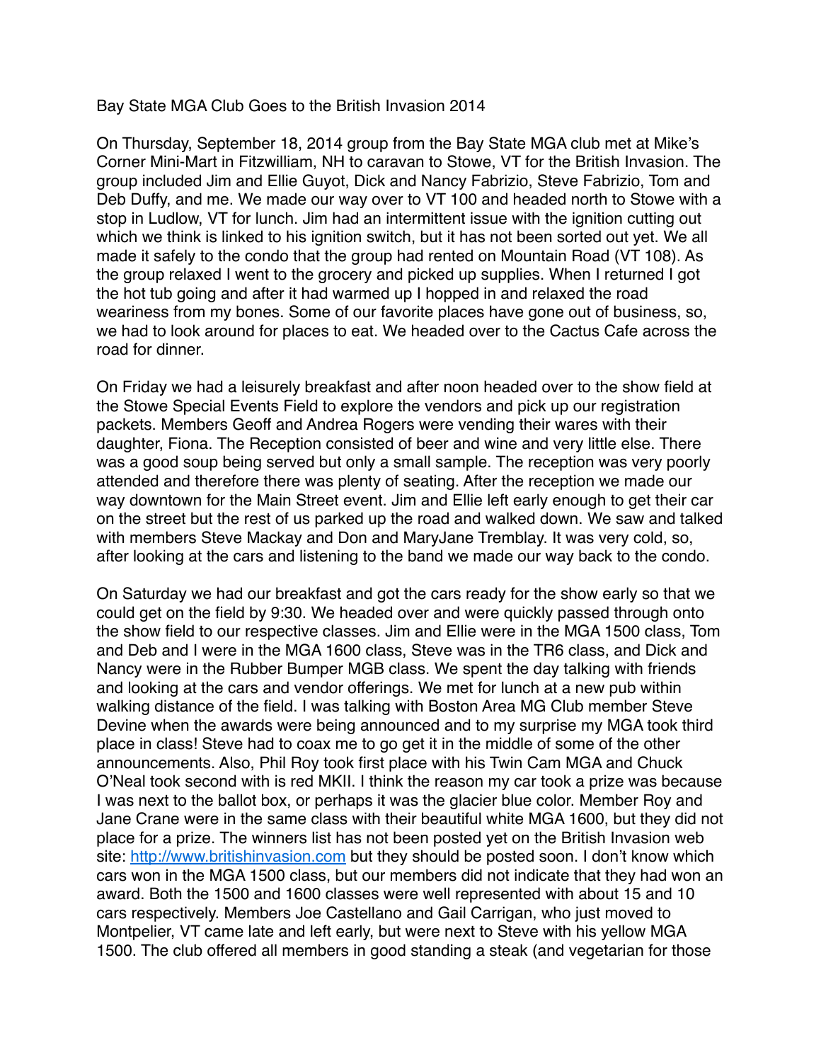# Bay State MGA Club Goes to the British Invasion 2014

On Thursday, September 18, 2014 group from the Bay State MGA club met at Mike's Corner Mini-Mart in Fitzwilliam, NH to caravan to Stowe, VT for the British Invasion. The group included Jim and Ellie Guyot, Dick and Nancy Fabrizio, Steve Fabrizio, Tom and Deb Duffy, and me. We made our way over to VT 100 and headed north to Stowe with a stop in Ludlow, VT for lunch. Jim had an intermittent issue with the ignition cutting out which we think is linked to his ignition switch, but it has not been sorted out yet. We all made it safely to the condo that the group had rented on Mountain Road (VT 108). As the group relaxed I went to the grocery and picked up supplies. When I returned I got the hot tub going and after it had warmed up I hopped in and relaxed the road weariness from my bones. Some of our favorite places have gone out of business, so, we had to look around for places to eat. We headed over to the Cactus Cafe across the road for dinner.

On Friday we had a leisurely breakfast and after noon headed over to the show field at the Stowe Special Events Field to explore the vendors and pick up our registration packets. Members Geoff and Andrea Rogers were vending their wares with their daughter, Fiona. The Reception consisted of beer and wine and very little else. There was a good soup being served but only a small sample. The reception was very poorly attended and therefore there was plenty of seating. After the reception we made our way downtown for the Main Street event. Jim and Ellie left early enough to get their car on the street but the rest of us parked up the road and walked down. We saw and talked with members Steve Mackay and Don and MaryJane Tremblay. It was very cold, so, after looking at the cars and listening to the band we made our way back to the condo.

On Saturday we had our breakfast and got the cars ready for the show early so that we could get on the field by 9:30. We headed over and were quickly passed through onto the show field to our respective classes. Jim and Ellie were in the MGA 1500 class, Tom and Deb and I were in the MGA 1600 class, Steve was in the TR6 class, and Dick and Nancy were in the Rubber Bumper MGB class. We spent the day talking with friends and looking at the cars and vendor offerings. We met for lunch at a new pub within walking distance of the field. I was talking with Boston Area MG Club member Steve Devine when the awards were being announced and to my surprise my MGA took third place in class! Steve had to coax me to go get it in the middle of some of the other announcements. Also, Phil Roy took first place with his Twin Cam MGA and Chuck O'Neal took second with is red MKII. I think the reason my car took a prize was because I was next to the ballot box, or perhaps it was the glacier blue color. Member Roy and Jane Crane were in the same class with their beautiful white MGA 1600, but they did not place for a prize. The winners list has not been posted yet on the British Invasion web site: [http://www.britishinvasion.com](http://www.britishinvasion.com) but they should be posted soon. I don't know which cars won in the MGA 1500 class, but our members did not indicate that they had won an award. Both the 1500 and 1600 classes were well represented with about 15 and 10 cars respectively. Members Joe Castellano and Gail Carrigan, who just moved to Montpelier, VT came late and left early, but were next to Steve with his yellow MGA 1500. The club offered all members in good standing a steak (and vegetarian for those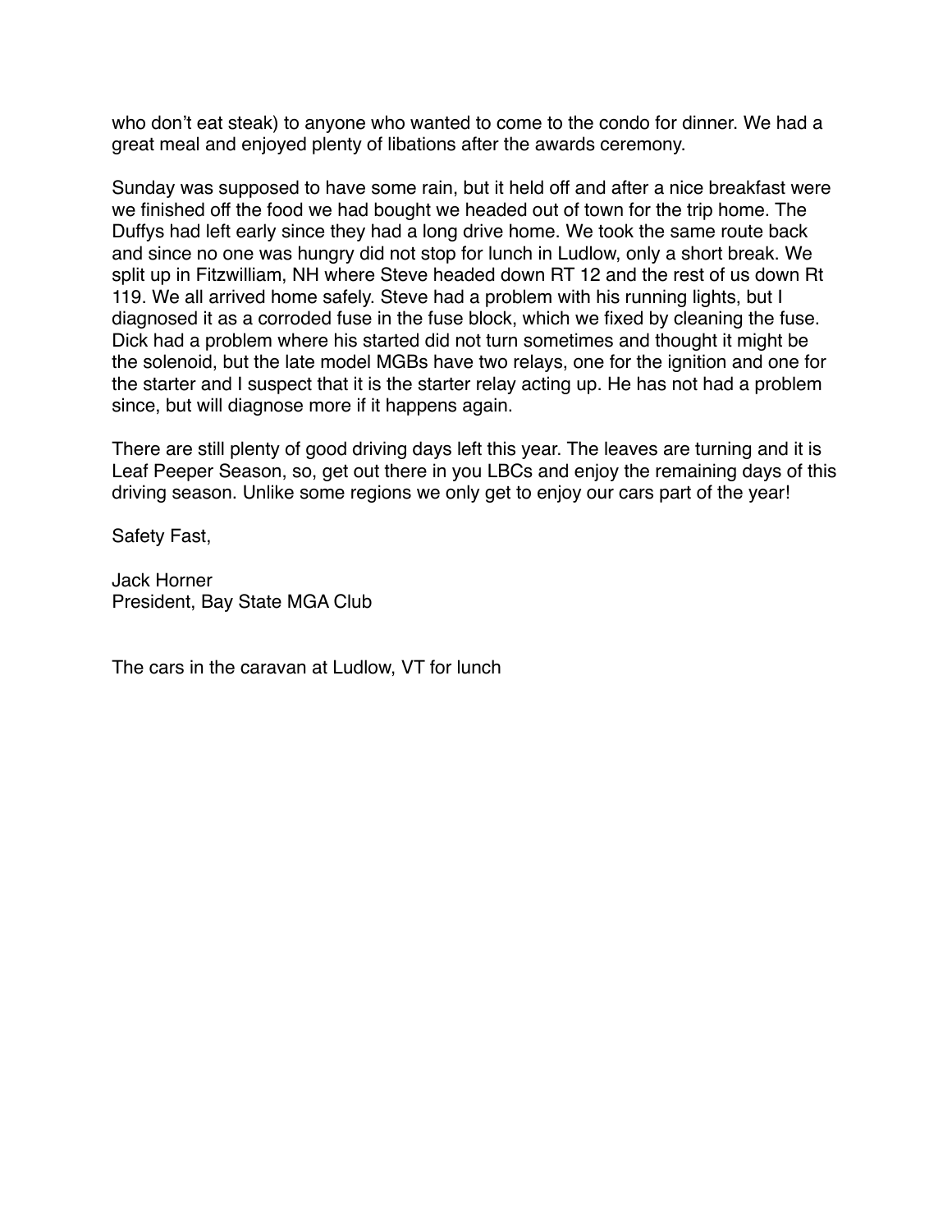who don't eat steak) to anyone who wanted to come to the condo for dinner. We had a great meal and enjoyed plenty of libations after the awards ceremony.

Sunday was supposed to have some rain, but it held off and after a nice breakfast were we finished off the food we had bought we headed out of town for the trip home. The Duffys had left early since they had a long drive home. We took the same route back and since no one was hungry did not stop for lunch in Ludlow, only a short break. We split up in Fitzwilliam, NH where Steve headed down RT 12 and the rest of us down Rt 119. We all arrived home safely. Steve had a problem with his running lights, but I diagnosed it as a corroded fuse in the fuse block, which we fixed by cleaning the fuse. Dick had a problem where his started did not turn sometimes and thought it might be the solenoid, but the late model MGBs have two relays, one for the ignition and one for the starter and I suspect that it is the starter relay acting up. He has not had a problem since, but will diagnose more if it happens again.

There are still plenty of good driving days left this year. The leaves are turning and it is Leaf Peeper Season, so, get out there in you LBCs and enjoy the remaining days of this driving season. Unlike some regions we only get to enjoy our cars part of the year!

Safety Fast,

Jack Horner
President, Bay State MGA Club

The cars in the caravan at Ludlow, VT for lunch